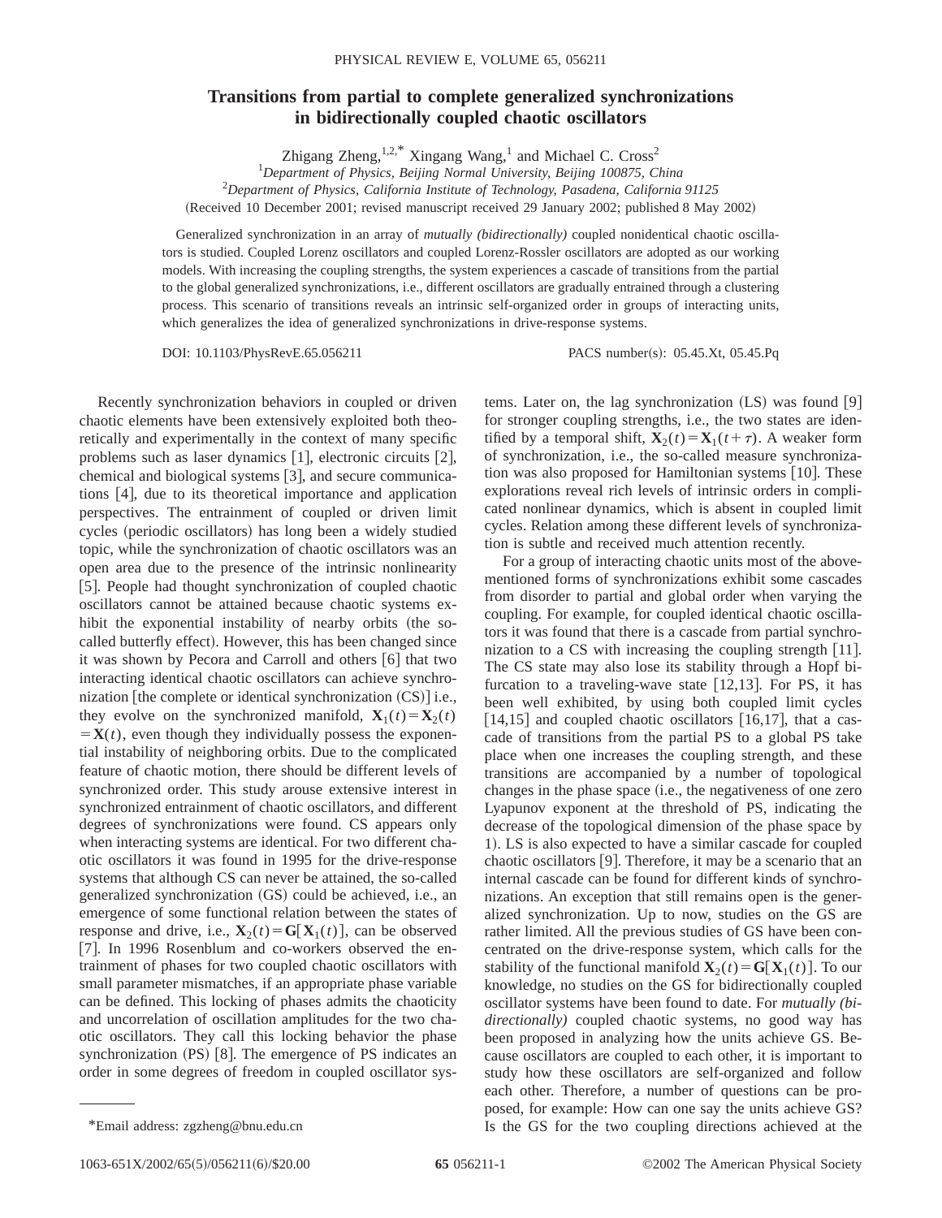# Transitions from partial to complete generalized synchronizations in bidirectionally coupled chaotic oscillators

Zhigang Zheng,[1,2,*] Xingang Wang,[1] and Michael C. Cross[2]

[1]*Department of Physics, Beijing Normal University, Beijing 100875, China*

[2]*Department of Physics, California Institute of Technology, Pasadena, California 91125*

(Received 10 December 2001; revised manuscript received 29 January 2002; published 8 May 2002)

Generalized synchronization in an array of *mutually (bidirectionally)* coupled nonidentical chaotic oscillators is studied. Coupled Lorenz oscillators and coupled Lorenz-Rossler oscillators are adopted as our working models. With increasing the coupling strengths, the system experiences a cascade of transitions from the partial to the global generalized synchronizations, i.e., different oscillators are gradually entrained through a clustering process. This scenario of transitions reveals an intrinsic self-organized order in groups of interacting units, which generalizes the idea of generalized synchronizations in drive-response systems.

DOI: 10.1103/PhysRevE.65.056211 PACS number(s): 05.45.Xt, 05.45.Pq

Recently synchronization behaviors in coupled or driven chaotic elements have been extensively exploited both theoretically and experimentally in the context of many specific problems such as laser dynamics [1], electronic circuits [2], chemical and biological systems [3], and secure communications [4], due to its theoretical importance and application perspectives. The entrainment of coupled or driven limit cycles (periodic oscillators) has long been a widely studied topic, while the synchronization of chaotic oscillators was an open area due to the presence of the intrinsic nonlinearity [5]. People had thought synchronization of coupled chaotic oscillators cannot be attained because chaotic systems exhibit the exponential instability of nearby orbits (the so-called butterfly effect). However, this has been changed since it was shown by Pecora and Carroll and others [6] that two interacting identical chaotic oscillators can achieve synchronization [the complete or identical synchronization (CS)] i.e., they evolve on the synchronized manifold, $\mathbf{X}_1(t)=\mathbf{X}_2(t)=\mathbf{X}(t)$, even though they individually possess the exponential instability of neighboring orbits. Due to the complicated feature of chaotic motion, there should be different levels of synchronized order. This study arouse extensive interest in synchronized entrainment of chaotic oscillators, and different degrees of synchronizations were found. CS appears only when interacting systems are identical. For two different chaotic oscillators it was found in 1995 for the drive-response systems that although CS can never be attained, the so-called generalized synchronization (GS) could be achieved, i.e., an emergence of some functional relation between the states of response and drive, i.e., $\mathbf{X}_2(t)=\mathbf{G}[\mathbf{X}_1(t)]$, can be observed [7]. In 1996 Rosenblum and co-workers observed the entrainment of phases for two coupled chaotic oscillators with small parameter mismatches, if an appropriate phase variable can be defined. This locking of phases admits the chaoticity and uncorrelation of oscillation amplitudes for the two chaotic oscillators. They call this locking behavior the phase synchronization (PS) [8]. The emergence of PS indicates an order in some degrees of freedom in coupled oscillator systems. Later on, the lag synchronization (LS) was found [9] for stronger coupling strengths, i.e., the two states are identified by a temporal shift, $\mathbf{X}_2(t)=\mathbf{X}_1(t+\tau)$. A weaker form of synchronization, i.e., the so-called measure synchronization was also proposed for Hamiltonian systems [10]. These explorations reveal rich levels of intrinsic orders in complicated nonlinear dynamics, which is absent in coupled limit cycles. Relation among these different levels of synchronization is subtle and received much attention recently.

For a group of interacting chaotic units most of the above-mentioned forms of synchronizations exhibit some cascades from disorder to partial and global order when varying the coupling. For example, for coupled identical chaotic oscillators it was found that there is a cascade from partial synchronization to a CS with increasing the coupling strength [11]. The CS state may also lose its stability through a Hopf bifurcation to a traveling-wave state [12,13]. For PS, it has been well exhibited, by using both coupled limit cycles [14,15] and coupled chaotic oscillators [16,17], that a cascade of transitions from the partial PS to a global PS take place when one increases the coupling strength, and these transitions are accompanied by a number of topological changes in the phase space (i.e., the negativeness of one zero Lyapunov exponent at the threshold of PS, indicating the decrease of the topological dimension of the phase space by 1). LS is also expected to have a similar cascade for coupled chaotic oscillators [9]. Therefore, it may be a scenario that an internal cascade can be found for different kinds of synchronizations. An exception that still remains open is the generalized synchronization. Up to now, studies on the GS are rather limited. All the previous studies of GS have been concentrated on the drive-response system, which calls for the stability of the functional manifold $\mathbf{X}_2(t)=\mathbf{G}[\mathbf{X}_1(t)]$. To our knowledge, no studies on the GS for bidirectionally coupled oscillator systems have been found to date. For *mutually (bidirectionally)* coupled chaotic systems, no good way has been proposed in analyzing how the units achieve GS. Because oscillators are coupled to each other, it is important to study how these oscillators are self-organized and follow each other. Therefore, a number of questions can be proposed, for example: How can one say the units achieve GS? Is the GS for the two coupling directions achieved at the

*Email address: zgzheng@bnu.edu.cn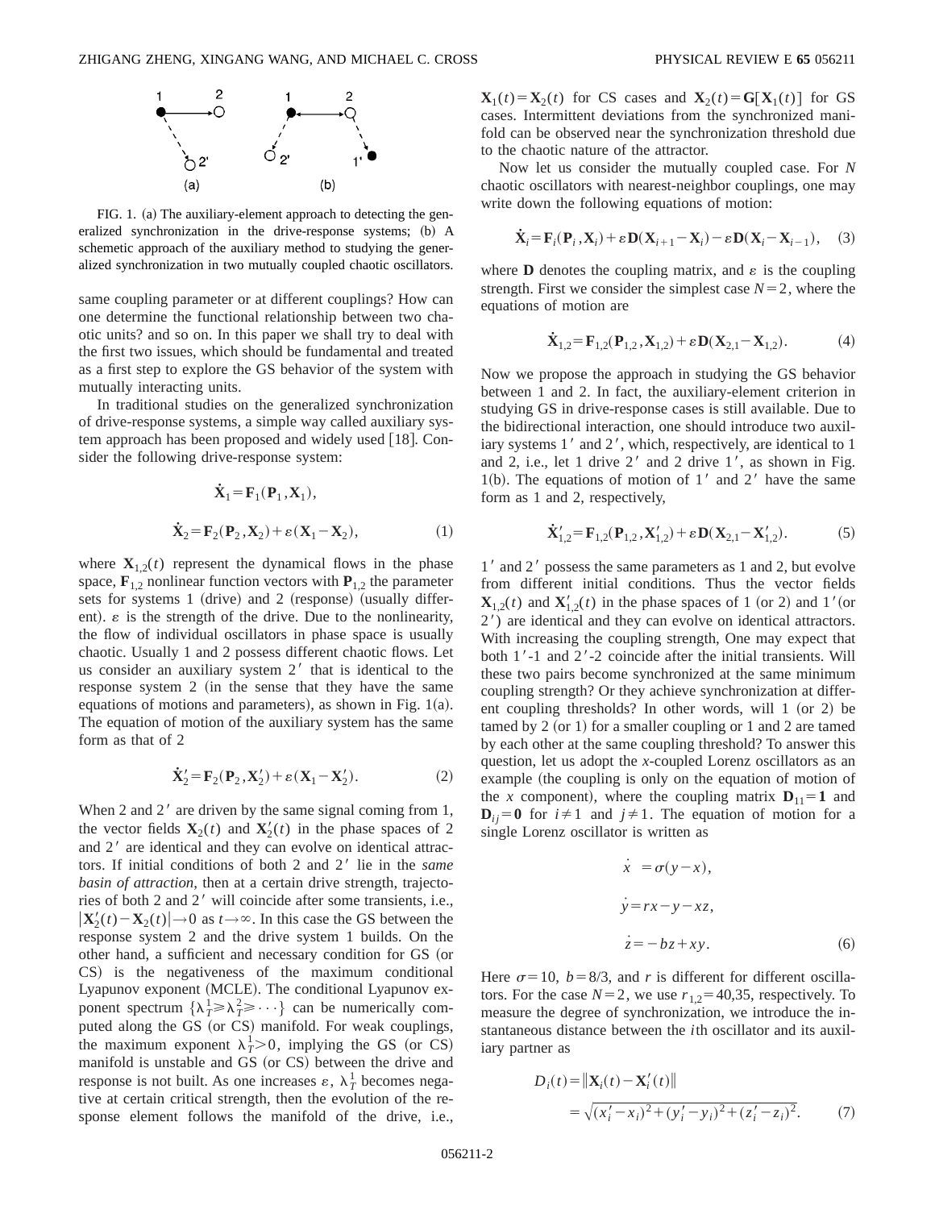FIG. 1. (a) The auxiliary-element approach to detecting the generalized synchronization in the drive-response systems; (b) A schemetic approach of the auxiliary method to studying the generalized synchronization in two mutually coupled chaotic oscillators.

same coupling parameter or at different couplings? How can one determine the functional relationship between two chaotic units? and so on. In this paper we shall try to deal with the first two issues, which should be fundamental and treated as a first step to explore the GS behavior of the system with mutually interacting units.

In traditional studies on the generalized synchronization of drive-response systems, a simple way called auxiliary system approach has been proposed and widely used [18]. Consider the following drive-response system:

$$\dot{\mathbf{X}}_1 = \mathbf{F}_1(\mathbf{P}_1, \mathbf{X}_1),$$

$$\dot{\mathbf{X}}_2 = \mathbf{F}_2(\mathbf{P}_2, \mathbf{X}_2) + \varepsilon(\mathbf{X}_1 - \mathbf{X}_2), \tag{1}$$

where $\mathbf{X}_{1,2}(t)$ represent the dynamical flows in the phase space, $\mathbf{F}_{1,2}$ nonlinear function vectors with $\mathbf{P}_{1,2}$ the parameter sets for systems 1 (drive) and 2 (response) (usually different). $\varepsilon$ is the strength of the drive. Due to the nonlinearity, the flow of individual oscillators in phase space is usually chaotic. Usually 1 and 2 possess different chaotic flows. Let us consider an auxiliary system $2'$ that is identical to the response system 2 (in the sense that they have the same equations of motions and parameters), as shown in Fig. 1(a). The equation of motion of the auxiliary system has the same form as that of 2

$$\dot{\mathbf{X}}_2' = \mathbf{F}_2(\mathbf{P}_2, \mathbf{X}_2') + \varepsilon(\mathbf{X}_1 - \mathbf{X}_2'). \tag{2}$$

When 2 and $2'$ are driven by the same signal coming from 1, the vector fields $\mathbf{X}_2(t)$ and $\mathbf{X}_2'(t)$ in the phase spaces of 2 and $2'$ are identical and they can evolve on identical attractors. If initial conditions of both 2 and $2'$ lie in the *same basin of attraction*, then at a certain drive strength, trajectories of both 2 and $2'$ will coincide after some transients, i.e., $|\mathbf{X}_2'(t) - \mathbf{X}_2(t)| \to 0$ as $t \to \infty$. In this case the GS between the response system 2 and the drive system 1 builds. On the other hand, a sufficient and necessary condition for GS (or CS) is the negativeness of the maximum conditional Lyapunov exponent (MCLE). The conditional Lyapunov exponent spectrum $\{\lambda_T^1 \geqslant \lambda_T^2 \geqslant \cdots\}$ can be numerically computed along the GS (or CS) manifold. For weak couplings, the maximum exponent $\lambda_T^1 > 0$, implying the GS (or CS) manifold is unstable and GS (or CS) between the drive and response is not built. As one increases $\varepsilon$, $\lambda_T^1$ becomes negative at certain critical strength, then the evolution of the response element follows the manifold of the drive, i.e., $\mathbf{X}_1(t) = \mathbf{X}_2(t)$ for CS cases and $\mathbf{X}_2(t) = \mathbf{G}[\mathbf{X}_1(t)]$ for GS cases. Intermittent deviations from the synchronized manifold can be observed near the synchronization threshold due to the chaotic nature of the attractor.

Now let us consider the mutually coupled case. For $N$ chaotic oscillators with nearest-neighbor couplings, one may write down the following equations of motion:

$$\dot{\mathbf{X}}_i = \mathbf{F}_i(\mathbf{P}_i, \mathbf{X}_i) + \varepsilon \mathbf{D}(\mathbf{X}_{i+1} - \mathbf{X}_i) - \varepsilon \mathbf{D}(\mathbf{X}_i - \mathbf{X}_{i-1}), \tag{3}$$

where $\mathbf{D}$ denotes the coupling matrix, and $\varepsilon$ is the coupling strength. First we consider the simplest case $N=2$, where the equations of motion are

$$\dot{\mathbf{X}}_{1,2} = \mathbf{F}_{1,2}(\mathbf{P}_{1,2}, \mathbf{X}_{1,2}) + \varepsilon \mathbf{D}(\mathbf{X}_{2,1} - \mathbf{X}_{1,2}). \tag{4}$$

Now we propose the approach in studying the GS behavior between 1 and 2. In fact, the auxiliary-element criterion in studying GS in drive-response cases is still available. Due to the bidirectional interaction, one should introduce two auxiliary systems $1'$ and $2'$, which, respectively, are identical to 1 and 2, i.e., let 1 drive $2'$ and 2 drive $1'$, as shown in Fig. 1(b). The equations of motion of $1'$ and $2'$ have the same form as 1 and 2, respectively,

$$\dot{\mathbf{X}}_{1,2}' = \mathbf{F}_{1,2}(\mathbf{P}_{1,2}, \mathbf{X}_{1,2}') + \varepsilon \mathbf{D}(\mathbf{X}_{2,1} - \mathbf{X}_{1,2}'). \tag{5}$$

$1'$ and $2'$ possess the same parameters as 1 and 2, but evolve from different initial conditions. Thus the vector fields $\mathbf{X}_{1,2}(t)$ and $\mathbf{X}_{1,2}'(t)$ in the phase spaces of 1 (or 2) and $1'$(or $2'$) are identical and they can evolve on identical attractors. With increasing the coupling strength, One may expect that both $1'$-1 and $2'$-2 coincide after the initial transients. Will these two pairs become synchronized at the same minimum coupling strength? Or they achieve synchronization at different coupling thresholds? In other words, will 1 (or 2) be tamed by 2 (or 1) for a smaller coupling or 1 and 2 are tamed by each other at the same coupling threshold? To answer this question, let us adopt the *x*-coupled Lorenz oscillators as an example (the coupling is only on the equation of motion of the $x$ component), where the coupling matrix $\mathbf{D}_{11} = \mathbf{1}$ and $\mathbf{D}_{ij} = \mathbf{0}$ for $i \neq 1$ and $j \neq 1$. The equation of motion for a single Lorenz oscillator is written as

$$\dot{x} = \sigma(y - x),$$

$$\dot{y} = rx - y - xz,$$

$$\dot{z} = -bz + xy. \tag{6}$$

Here $\sigma = 10$, $b = 8/3$, and $r$ is different for different oscillators. For the case $N=2$, we use $r_{1,2} = 40{,}35$, respectively. To measure the degree of synchronization, we introduce the instantaneous distance between the $i$th oscillator and its auxiliary partner as

$$D_i(t) = \|\mathbf{X}_i(t) - \mathbf{X}_i'(t)\| = \sqrt{(x_i' - x_i)^2 + (y_i' - y_i)^2 + (z_i' - z_i)^2}. \tag{7}$$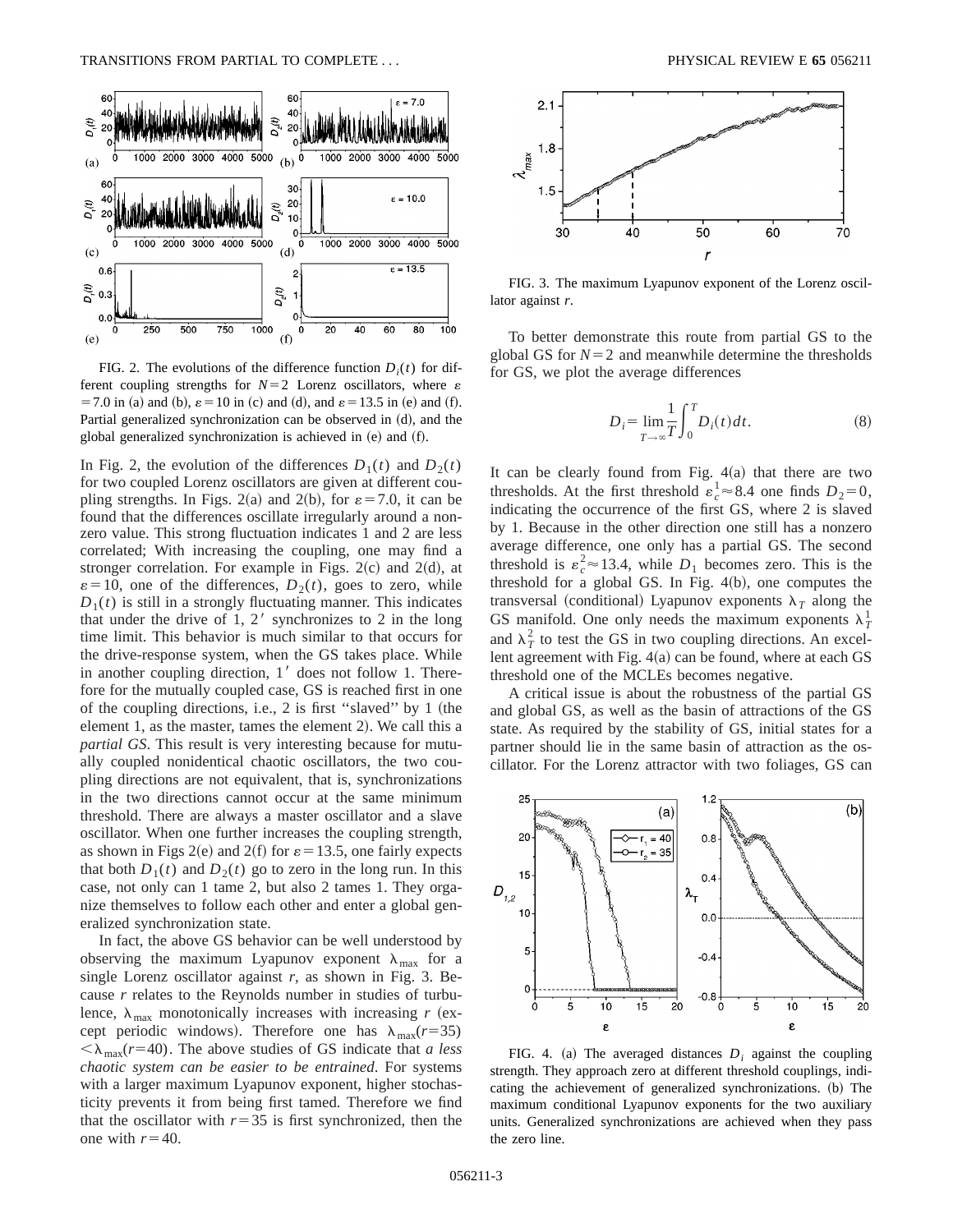FIG. 2. The evolutions of the difference function $D_i(t)$ for different coupling strengths for $N=2$ Lorenz oscillators, where $\varepsilon=7.0$ in (a) and (b), $\varepsilon=10$ in (c) and (d), and $\varepsilon=13.5$ in (e) and (f). Partial generalized synchronization can be observed in (d), and the global generalized synchronization is achieved in (e) and (f).

In Fig. 2, the evolution of the differences $D_1(t)$ and $D_2(t)$ for two coupled Lorenz oscillators are given at different coupling strengths. In Figs. 2(a) and 2(b), for $\varepsilon=7.0$, it can be found that the differences oscillate irregularly around a nonzero value. This strong fluctuation indicates 1 and 2 are less correlated; With increasing the coupling, one may find a stronger correlation. For example in Figs. 2(c) and 2(d), at $\varepsilon=10$, one of the differences, $D_2(t)$, goes to zero, while $D_1(t)$ is still in a strongly fluctuating manner. This indicates that under the drive of 1, $2'$ synchronizes to 2 in the long time limit. This behavior is much similar to that occurs for the drive-response system, when the GS takes place. While in another coupling direction, $1'$ does not follow 1. Therefore for the mutually coupled case, GS is reached first in one of the coupling directions, i.e., 2 is first "slaved" by 1 (the element 1, as the master, tames the element 2). We call this a *partial GS*. This result is very interesting because for mutually coupled nonidentical chaotic oscillators, the two coupling directions are not equivalent, that is, synchronizations in the two directions cannot occur at the same minimum threshold. There are always a master oscillator and a slave oscillator. When one further increases the coupling strength, as shown in Figs 2(e) and 2(f) for $\varepsilon=13.5$, one fairly expects that both $D_1(t)$ and $D_2(t)$ go to zero in the long run. In this case, not only can 1 tame 2, but also 2 tames 1. They organize themselves to follow each other and enter a global generalized synchronization state.

In fact, the above GS behavior can be well understood by observing the maximum Lyapunov exponent $\lambda_{\max}$ for a single Lorenz oscillator against $r$, as shown in Fig. 3. Because $r$ relates to the Reynolds number in studies of turbulence, $\lambda_{\max}$ monotonically increases with increasing $r$ (except periodic windows). Therefore one has $\lambda_{\max}(r=35) < \lambda_{\max}(r=40)$. The above studies of GS indicate that *a less chaotic system can be easier to be entrained*. For systems with a larger maximum Lyapunov exponent, higher stochasticity prevents it from being first tamed. Therefore we find that the oscillator with $r=35$ is first synchronized, then the one with $r=40$.

FIG. 3. The maximum Lyapunov exponent of the Lorenz oscillator against $r$.

To better demonstrate this route from partial GS to the global GS for $N=2$ and meanwhile determine the thresholds for GS, we plot the average differences

$$D_i=\lim_{T\to\infty}\frac{1}{T}\int_0^T D_i(t)dt. \tag{8}$$

It can be clearly found from Fig. 4(a) that there are two thresholds. At the first threshold $\varepsilon_c^1 \approx 8.4$ one finds $D_2=0$, indicating the occurrence of the first GS, where 2 is slaved by 1. Because in the other direction one still has a nonzero average difference, one only has a partial GS. The second threshold is $\varepsilon_c^2 \approx 13.4$, while $D_1$ becomes zero. This is the threshold for a global GS. In Fig. 4(b), one computes the transversal (conditional) Lyapunov exponents $\lambda_T$ along the GS manifold. One only needs the maximum exponents $\lambda_T^1$ and $\lambda_T^2$ to test the GS in two coupling directions. An excellent agreement with Fig. 4(a) can be found, where at each GS threshold one of the MCLEs becomes negative.

A critical issue is about the robustness of the partial GS and global GS, as well as the basin of attractions of the GS state. As required by the stability of GS, initial states for a partner should lie in the same basin of attraction as the oscillator. For the Lorenz attractor with two foliages, GS can

FIG. 4. (a) The averaged distances $D_i$ against the coupling strength. They approach zero at different threshold couplings, indicating the achievement of generalized synchronizations. (b) The maximum conditional Lyapunov exponents for the two auxiliary units. Generalized synchronizations are achieved when they pass the zero line.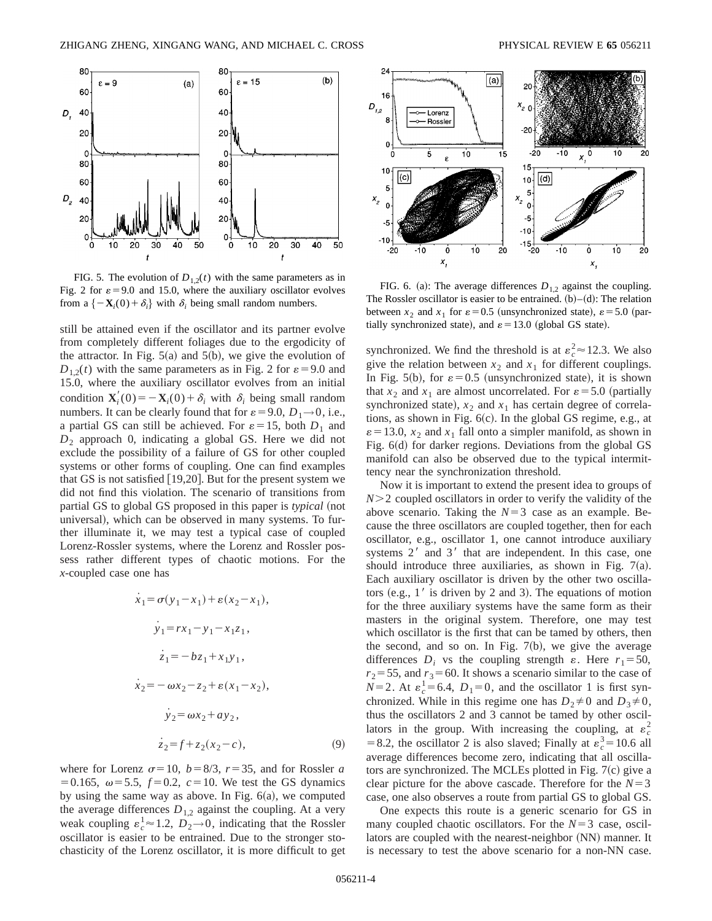FIG. 5. The evolution of $D_{1,2}(t)$ with the same parameters as in Fig. 2 for $\varepsilon=9.0$ and 15.0, where the auxiliary oscillator evolves from a $\{-\mathbf{X}_i(0)+\delta_i\}$ with $\delta_i$ being small random numbers.

FIG. 6. (a): The average differences $D_{1,2}$ against the coupling. The Rossler oscillator is easier to be entrained. (b)–(d): The relation between $x_2$ and $x_1$ for $\varepsilon=0.5$ (unsynchronized state), $\varepsilon=5.0$ (partially synchronized state), and $\varepsilon=13.0$ (global GS state).

still be attained even if the oscillator and its partner evolve from completely different foliages due to the ergodicity of the attractor. In Fig. 5(a) and 5(b), we give the evolution of $D_{1,2}(t)$ with the same parameters as in Fig. 2 for $\varepsilon=9.0$ and 15.0, where the auxiliary oscillator evolves from an initial condition $\mathbf{X}_i'(0)=-\mathbf{X}_i(0)+\delta_i$ with $\delta_i$ being small random numbers. It can be clearly found that for $\varepsilon=9.0$, $D_1\rightarrow 0$, i.e., a partial GS can still be achieved. For $\varepsilon=15$, both $D_1$ and $D_2$ approach 0, indicating a global GS. Here we did not exclude the possibility of a failure of GS for other coupled systems or other forms of coupling. One can find examples that GS is not satisfied [19,20]. But for the present system we did not find this violation. The scenario of transitions from partial GS to global GS proposed in this paper is *typical* (not universal), which can be observed in many systems. To further illuminate it, we may test a typical case of coupled Lorenz-Rossler systems, where the Lorenz and Rossler possess rather different types of chaotic motions. For the *x*-coupled case one has

$$\dot{x}_1=\sigma(y_1-x_1)+\varepsilon(x_2-x_1),$$

$$\dot{y}_1=rx_1-y_1-x_1z_1,$$

$$\dot{z}_1=-bz_1+x_1y_1,$$

$$\dot{x}_2=-\omega x_2-z_2+\varepsilon(x_1-x_2),$$

$$\dot{y}_2=\omega x_2+ay_2,$$

$$\dot{z}_2=f+z_2(x_2-c), \tag{9}$$

where for Lorenz $\sigma=10$, $b=8/3$, $r=35$, and for Rossler $a=0.165$, $\omega=5.5$, $f=0.2$, $c=10$. We test the GS dynamics by using the same way as above. In Fig. 6(a), we computed the average differences $D_{1,2}$ against the coupling. At a very weak coupling $\varepsilon_c^1\approx 1.2$, $D_2\rightarrow 0$, indicating that the Rossler oscillator is easier to be entrained. Due to the stronger stochasticity of the Lorenz oscillator, it is more difficult to get synchronized. We find the threshold is at $\varepsilon_c^2\approx 12.3$. We also give the relation between $x_2$ and $x_1$ for different couplings. In Fig. 5(b), for $\varepsilon=0.5$ (unsynchronized state), it is shown that $x_2$ and $x_1$ are almost uncorrelated. For $\varepsilon=5.0$ (partially synchronized state), $x_2$ and $x_1$ has certain degree of correlations, as shown in Fig. 6(c). In the global GS regime, e.g., at $\varepsilon=13.0$, $x_2$ and $x_1$ fall onto a simpler manifold, as shown in Fig. 6(d) for darker regions. Deviations from the global GS manifold can also be observed due to the typical intermittency near the synchronization threshold.

Now it is important to extend the present idea to groups of $N>2$ coupled oscillators in order to verify the validity of the above scenario. Taking the $N=3$ case as an example. Because the three oscillators are coupled together, then for each oscillator, e.g., oscillator 1, one cannot introduce auxiliary systems $2'$ and $3'$ that are independent. In this case, one should introduce three auxiliaries, as shown in Fig. 7(a). Each auxiliary oscillator is driven by the other two oscillators (e.g., $1'$ is driven by 2 and 3). The equations of motion for the three auxiliary systems have the same form as their masters in the original system. Therefore, one may test which oscillator is the first that can be tamed by others, then the second, and so on. In Fig. 7(b), we give the average differences $D_i$ vs the coupling strength $\varepsilon$. Here $r_1=50$, $r_2=55$, and $r_3=60$. It shows a scenario similar to the case of $N=2$. At $\varepsilon_c^1=6.4$, $D_1=0$, and the oscillator 1 is first synchronized. While in this regime one has $D_2\neq 0$ and $D_3\neq 0$, thus the oscillators 2 and 3 cannot be tamed by other oscillators in the group. With increasing the coupling, at $\varepsilon_c^2=8.2$, the oscillator 2 is also slaved; Finally at $\varepsilon_c^3=10.6$ all average differences become zero, indicating that all oscillators are synchronized. The MCLEs plotted in Fig. 7(c) give a clear picture for the above cascade. Therefore for the $N=3$ case, one also observes a route from partial GS to global GS.

One expects this route is a generic scenario for GS in many coupled chaotic oscillators. For the $N=3$ case, oscillators are coupled with the nearest-neighbor (NN) manner. It is necessary to test the above scenario for a non-NN case.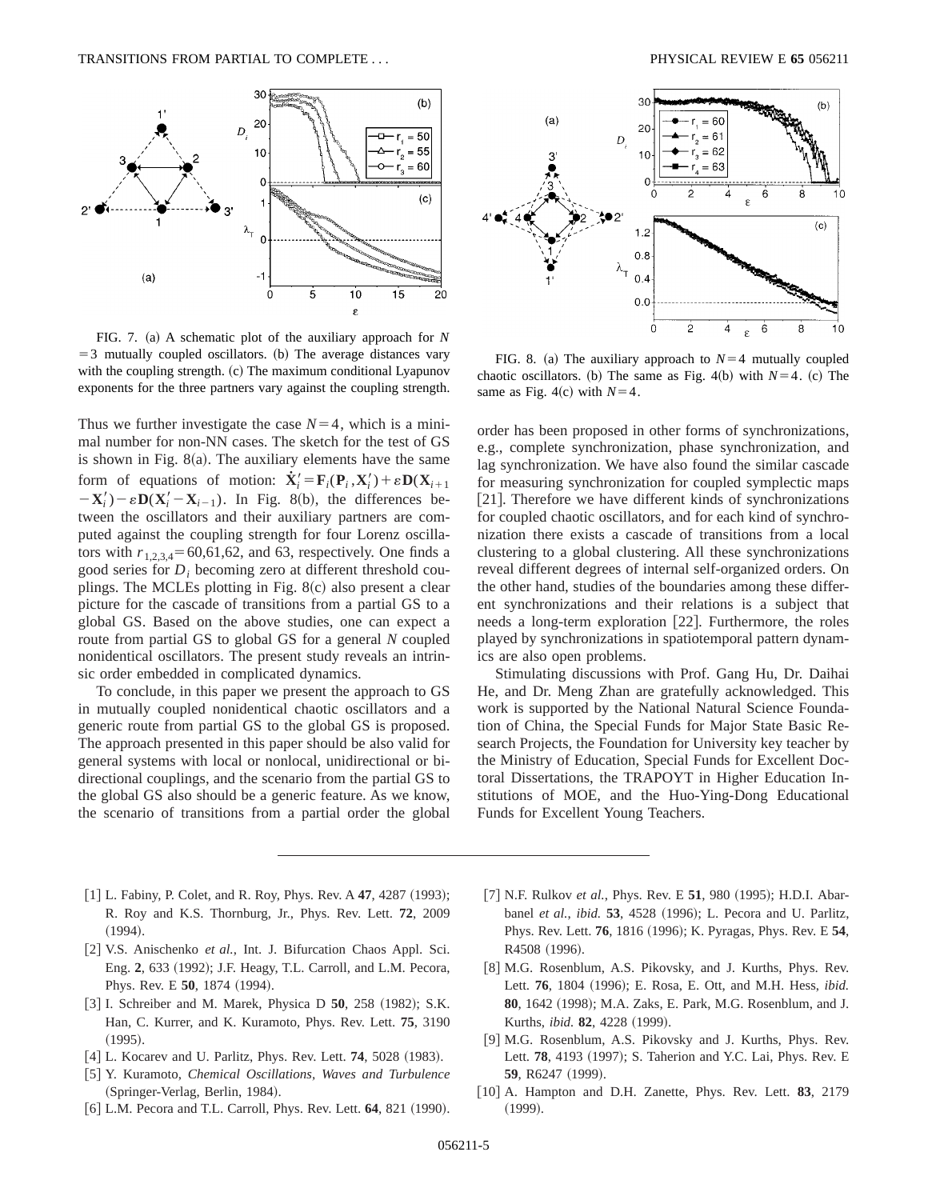FIG. 7. (a) A schematic plot of the auxiliary approach for $N=3$ mutually coupled oscillators. (b) The average distances vary with the coupling strength. (c) The maximum conditional Lyapunov exponents for the three partners vary against the coupling strength.

FIG. 8. (a) The auxiliary approach to $N=4$ mutually coupled chaotic oscillators. (b) The same as Fig. 4(b) with $N=4$. (c) The same as Fig. 4(c) with $N=4$.

Thus we further investigate the case $N=4$, which is a minimal number for non-NN cases. The sketch for the test of GS is shown in Fig. 8(a). The auxiliary elements have the same form of equations of motion: $\dot{\mathbf{X}}_i'=\mathbf{F}_i(\mathbf{P}_i,\mathbf{X}_i')+\varepsilon\mathbf{D}(\mathbf{X}_{i+1}-\mathbf{X}_i')-\varepsilon\mathbf{D}(\mathbf{X}_i'-\mathbf{X}_{i-1})$. In Fig. 8(b), the differences between the oscillators and their auxiliary partners are computed against the coupling strength for four Lorenz oscillators with $r_{1,2,3,4}=60,61,62$, and 63, respectively. One finds a good series for $D_i$ becoming zero at different threshold couplings. The MCLEs plotting in Fig. 8(c) also present a clear picture for the cascade of transitions from a partial GS to a global GS. Based on the above studies, one can expect a route from partial GS to global GS for a general $N$ coupled nonidentical oscillators. The present study reveals an intrinsic order embedded in complicated dynamics.

To conclude, in this paper we present the approach to GS in mutually coupled nonidentical chaotic oscillators and a generic route from partial GS to the global GS is proposed. The approach presented in this paper should be also valid for general systems with local or nonlocal, unidirectional or bidirectional couplings, and the scenario from the partial GS to the global GS also should be a generic feature. As we know, the scenario of transitions from a partial order the global order has been proposed in other forms of synchronizations, e.g., complete synchronization, phase synchronization, and lag synchronization. We have also found the similar cascade for measuring synchronization for coupled symplectic maps [21]. Therefore we have different kinds of synchronizations for coupled chaotic oscillators, and for each kind of synchronization there exists a cascade of transitions from a local clustering to a global clustering. All these synchronizations reveal different degrees of internal self-organized orders. On the other hand, studies of the boundaries among these different synchronizations and their relations is a subject that needs a long-term exploration [22]. Furthermore, the roles played by synchronizations in spatiotemporal pattern dynamics are also open problems.

Stimulating discussions with Prof. Gang Hu, Dr. Daihai He, and Dr. Meng Zhan are gratefully acknowledged. This work is supported by the National Natural Science Foundation of China, the Special Funds for Major State Basic Research Projects, the Foundation for University key teacher by the Ministry of Education, Special Funds for Excellent Doctoral Dissertations, the TRAPOYT in Higher Education Institutions of MOE, and the Huo-Ying-Dong Educational Funds for Excellent Young Teachers.

---

[1] L. Fabiny, P. Colet, and R. Roy, Phys. Rev. A **47**, 4287 (1993); R. Roy and K.S. Thornburg, Jr., Phys. Rev. Lett. **72**, 2009 (1994).

[2] V.S. Anischenko *et al.*, Int. J. Bifurcation Chaos Appl. Sci. Eng. **2**, 633 (1992); J.F. Heagy, T.L. Carroll, and L.M. Pecora, Phys. Rev. E **50**, 1874 (1994).

[3] I. Schreiber and M. Marek, Physica D **50**, 258 (1982); S.K. Han, C. Kurrer, and K. Kuramoto, Phys. Rev. Lett. **75**, 3190 (1995).

[4] L. Kocarev and U. Parlitz, Phys. Rev. Lett. **74**, 5028 (1983).

[5] Y. Kuramoto, *Chemical Oscillations, Waves and Turbulence* (Springer-Verlag, Berlin, 1984).

[6] L.M. Pecora and T.L. Carroll, Phys. Rev. Lett. **64**, 821 (1990).

[7] N.F. Rulkov *et al.*, Phys. Rev. E **51**, 980 (1995); H.D.I. Abarbanel *et al.*, *ibid.* **53**, 4528 (1996); L. Pecora and U. Parlitz, Phys. Rev. Lett. **76**, 1816 (1996); K. Pyragas, Phys. Rev. E **54**, R4508 (1996).

[8] M.G. Rosenblum, A.S. Pikovsky, and J. Kurths, Phys. Rev. Lett. **76**, 1804 (1996); E. Rosa, E. Ott, and M.H. Hess, *ibid.* **80**, 1642 (1998); M.A. Zaks, E. Park, M.G. Rosenblum, and J. Kurths, *ibid.* **82**, 4228 (1999).

[9] M.G. Rosenblum, A.S. Pikovsky and J. Kurths, Phys. Rev. Lett. **78**, 4193 (1997); S. Taherion and Y.C. Lai, Phys. Rev. E **59**, R6247 (1999).

[10] A. Hampton and D.H. Zanette, Phys. Rev. Lett. **83**, 2179 (1999).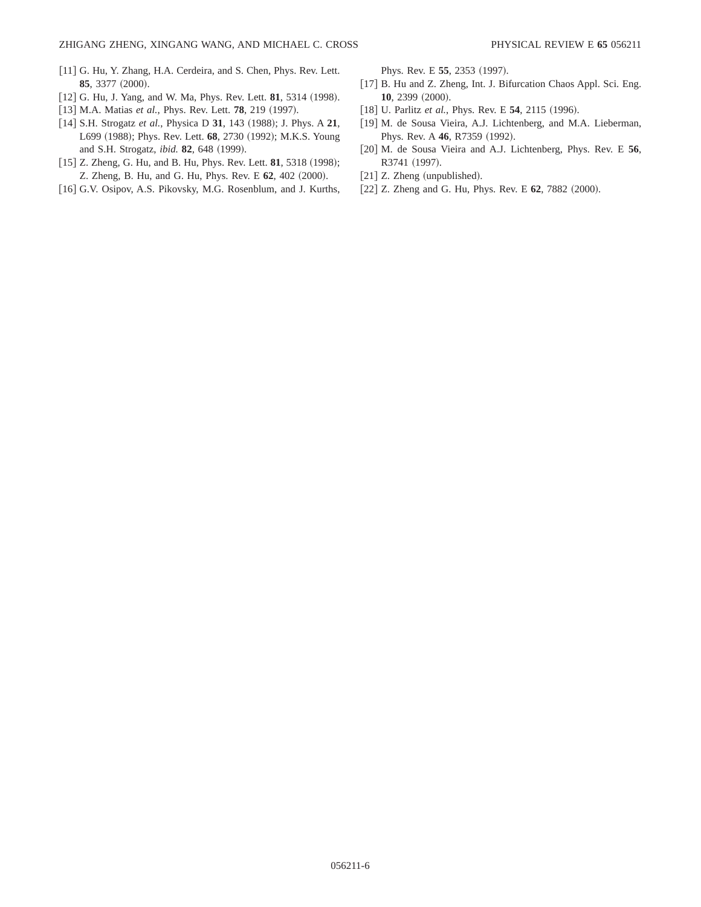[11] G. Hu, Y. Zhang, H.A. Cerdeira, and S. Chen, Phys. Rev. Lett. **85**, 3377 (2000).

[12] G. Hu, J. Yang, and W. Ma, Phys. Rev. Lett. **81**, 5314 (1998).

[13] M.A. Matias *et al.*, Phys. Rev. Lett. **78**, 219 (1997).

[14] S.H. Strogatz *et al.*, Physica D **31**, 143 (1988); J. Phys. A **21**, L699 (1988); Phys. Rev. Lett. **68**, 2730 (1992); M.K.S. Young and S.H. Strogatz, *ibid.* **82**, 648 (1999).

[15] Z. Zheng, G. Hu, and B. Hu, Phys. Rev. Lett. **81**, 5318 (1998); Z. Zheng, B. Hu, and G. Hu, Phys. Rev. E **62**, 402 (2000).

[16] G.V. Osipov, A.S. Pikovsky, M.G. Rosenblum, and J. Kurths, Phys. Rev. E **55**, 2353 (1997).

[17] B. Hu and Z. Zheng, Int. J. Bifurcation Chaos Appl. Sci. Eng. **10**, 2399 (2000).

[18] U. Parlitz *et al.*, Phys. Rev. E **54**, 2115 (1996).

[19] M. de Sousa Vieira, A.J. Lichtenberg, and M.A. Lieberman, Phys. Rev. A **46**, R7359 (1992).

[20] M. de Sousa Vieira and A.J. Lichtenberg, Phys. Rev. E **56**, R3741 (1997).

[21] Z. Zheng (unpublished).

[22] Z. Zheng and G. Hu, Phys. Rev. E **62**, 7882 (2000).